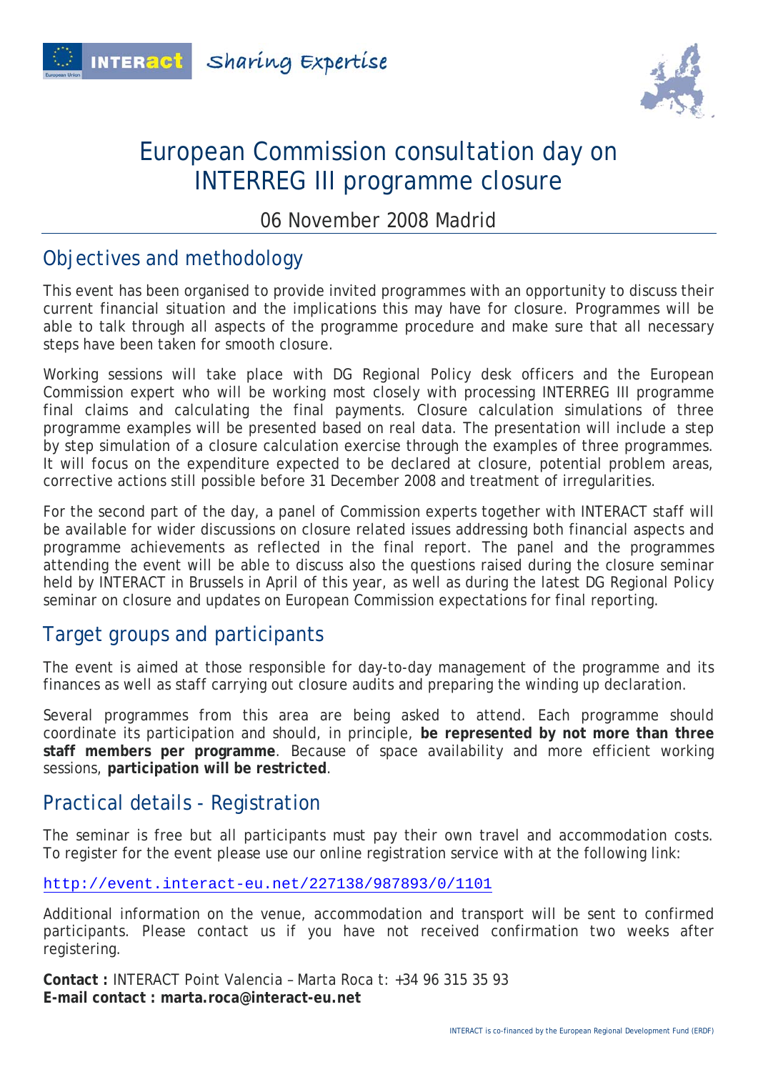# European Commission consultation day on INTERREG III programme closure

06 November 2008 Madrid

## Objectives and methodology

This event has been organised to provide invited programmes with an opportunity to discuss their current financial situation and the implications this may have for closure. Programmes will be able to talk through all aspects of the programme procedure and make sure that all necessary steps have been taken for smooth closure.

Working sessions will take place with DG Regional Policy desk officers and the European Commission expert who will be working most closely with processing INTERREG III programme final claims and calculating the final payments. Closure calculation simulations of three programme examples will be presented based on real data. The presentation will include a step by step simulation of a closure calculation exercise through the examples of three programmes. It will focus on the expenditure expected to be declared at closure, potential problem areas, corrective actions still possible before 31 December 2008 and treatment of irregularities.

For the second part of the day, a panel of Commission experts together with INTERACT staff will be available for wider discussions on closure related issues addressing both financial aspects and programme achievements as reflected in the final report. The panel and the programmes attending the event will be able to discuss also the questions raised during the closure seminar held by INTERACT in Brussels in April of this year, as well as during the latest DG Regional Policy seminar on closure and updates on European Commission expectations for final reporting.

## Target groups and participants

The event is aimed at those responsible for day-to-day management of the programme and its finances as well as staff carrying out closure audits and preparing the winding up declaration.

Several programmes from this area are being asked to attend. Each programme should coordinate its participation and should, in principle, **be represented by not more than three staff members per programme**. Because of space availability and more efficient working sessions, **participation will be restricted**.

## Practical details - Registration

The seminar is free but all participants must pay their own travel and accommodation costs. To register for the event please use our online registration service with at the following link:

http://event.interact-eu.net/227138/987893/0/1101

Additional information on the venue, accommodation and transport will be sent to confirmed participants. Please contact us if you have not received confirmation two weeks after registering.

**Contact :** INTERACT Point Valencia – Marta Roca t: +34 96 315 35 93
**E-mail contact : marta.roca@interact-eu.net**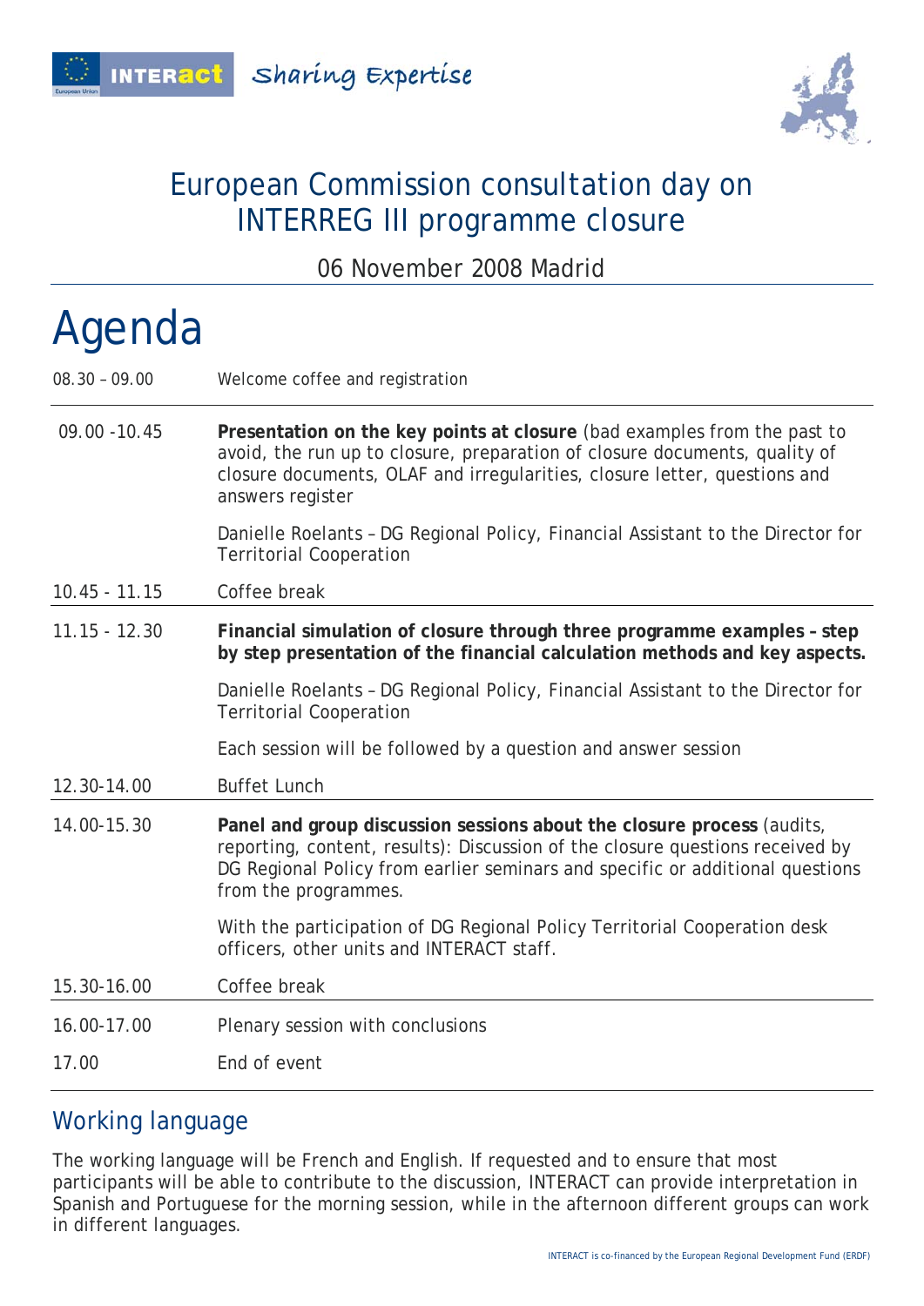INTERact Sharing Expertise

# European Commission consultation day on INTERREG III programme closure

06 November 2008 Madrid

# Agenda

| | |
|---|---|
| 08.30 – 09.00 | Welcome coffee and registration |
| 09.00 -10.45 | **Presentation on the key points at closure** (bad examples from the past to avoid, the run up to closure, preparation of closure documents, quality of closure documents, OLAF and irregularities, closure letter, questions and answers register<br><br>Danielle Roelants – DG Regional Policy, Financial Assistant to the Director for Territorial Cooperation |
| 10.45 - 11.15 | Coffee break |
| 11.15 - 12.30 | **Financial simulation of closure through three programme examples – step by step presentation of the financial calculation methods and key aspects.**<br><br>Danielle Roelants – DG Regional Policy, Financial Assistant to the Director for Territorial Cooperation<br><br>Each session will be followed by a question and answer session |
| 12.30-14.00 | Buffet Lunch |
| 14.00-15.30 | **Panel and group discussion sessions about the closure process** (audits, reporting, content, results): Discussion of the closure questions received by DG Regional Policy from earlier seminars and specific or additional questions from the programmes.<br><br>With the participation of DG Regional Policy Territorial Cooperation desk officers, other units and INTERACT staff. |
| 15.30-16.00 | Coffee break |
| 16.00-17.00 | Plenary session with conclusions |
| 17.00 | End of event |

## Working language

The working language will be French and English. If requested and to ensure that most participants will be able to contribute to the discussion, INTERACT can provide interpretation in Spanish and Portuguese for the morning session, while in the afternoon different groups can work in different languages.

INTERACT is co-financed by the European Regional Development Fund (ERDF)